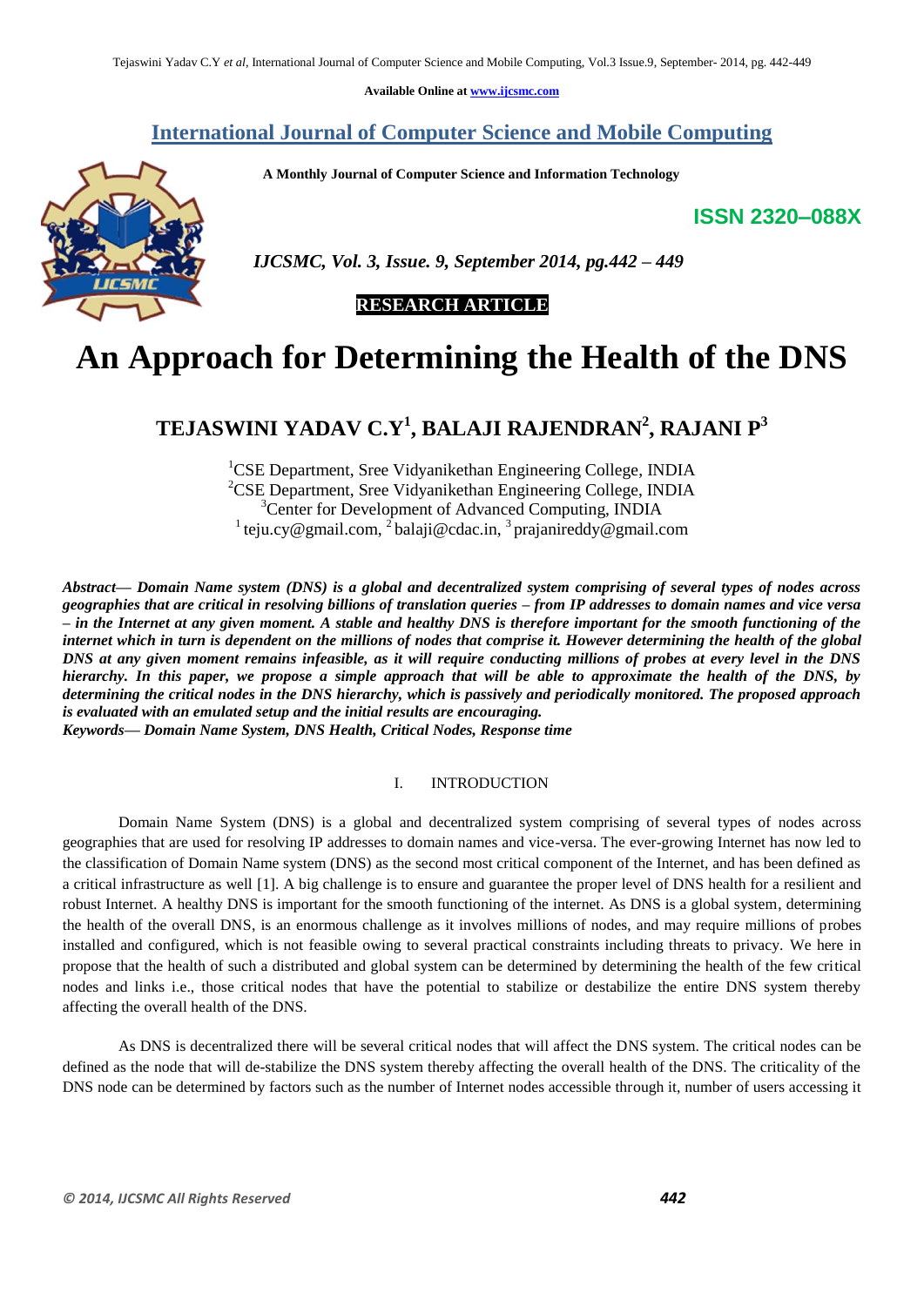Available Online at www.ijcsmc.com

## International Journal of Computer Science and Mobile Computing

**A Monthly Journal of Computer Science and Information Technology**

**ISSN 2320–088X**

*IJCSMC, Vol. 3, Issue. 9, September 2014, pg.442 – 449*

**RESEARCH ARTICLE**

# An Approach for Determining the Health of the DNS

## TEJASWINI YADAV C.Y[1], BALAJI RAJENDRAN[2], RAJANI P[3]

[1]CSE Department, Sree Vidyanikethan Engineering College, INDIA
[2]CSE Department, Sree Vidyanikethan Engineering College, INDIA
[3]Center for Development of Advanced Computing, INDIA
[1] teju.cy@gmail.com, [2] balaji@cdac.in, [3] prajanireddy@gmail.com

***Abstract***— ***Domain Name system (DNS) is a global and decentralized system comprising of several types of nodes across geographies that are critical in resolving billions of translation queries – from IP addresses to domain names and vice versa – in the Internet at any given moment. A stable and healthy DNS is therefore important for the smooth functioning of the internet which in turn is dependent on the millions of nodes that comprise it. However determining the health of the global DNS at any given moment remains infeasible, as it will require conducting millions of probes at every level in the DNS hierarchy. In this paper, we propose a simple approach that will be able to approximate the health of the DNS, by determining the critical nodes in the DNS hierarchy, which is passively and periodically monitored. The proposed approach is evaluated with an emulated setup and the initial results are encouraging.***

***Keywords***— ***Domain Name System, DNS Health, Critical Nodes, Response time***

## I. INTRODUCTION

Domain Name System (DNS) is a global and decentralized system comprising of several types of nodes across geographies that are used for resolving IP addresses to domain names and vice-versa. The ever-growing Internet has now led to the classification of Domain Name system (DNS) as the second most critical component of the Internet, and has been defined as a critical infrastructure as well [1]. A big challenge is to ensure and guarantee the proper level of DNS health for a resilient and robust Internet. A healthy DNS is important for the smooth functioning of the internet. As DNS is a global system, determining the health of the overall DNS, is an enormous challenge as it involves millions of nodes, and may require millions of probes installed and configured, which is not feasible owing to several practical constraints including threats to privacy. We here in propose that the health of such a distributed and global system can be determined by determining the health of the few critical nodes and links i.e., those critical nodes that have the potential to stabilize or destabilize the entire DNS system thereby affecting the overall health of the DNS.

As DNS is decentralized there will be several critical nodes that will affect the DNS system. The critical nodes can be defined as the node that will de-stabilize the DNS system thereby affecting the overall health of the DNS. The criticality of the DNS node can be determined by factors such as the number of Internet nodes accessible through it, number of users accessing it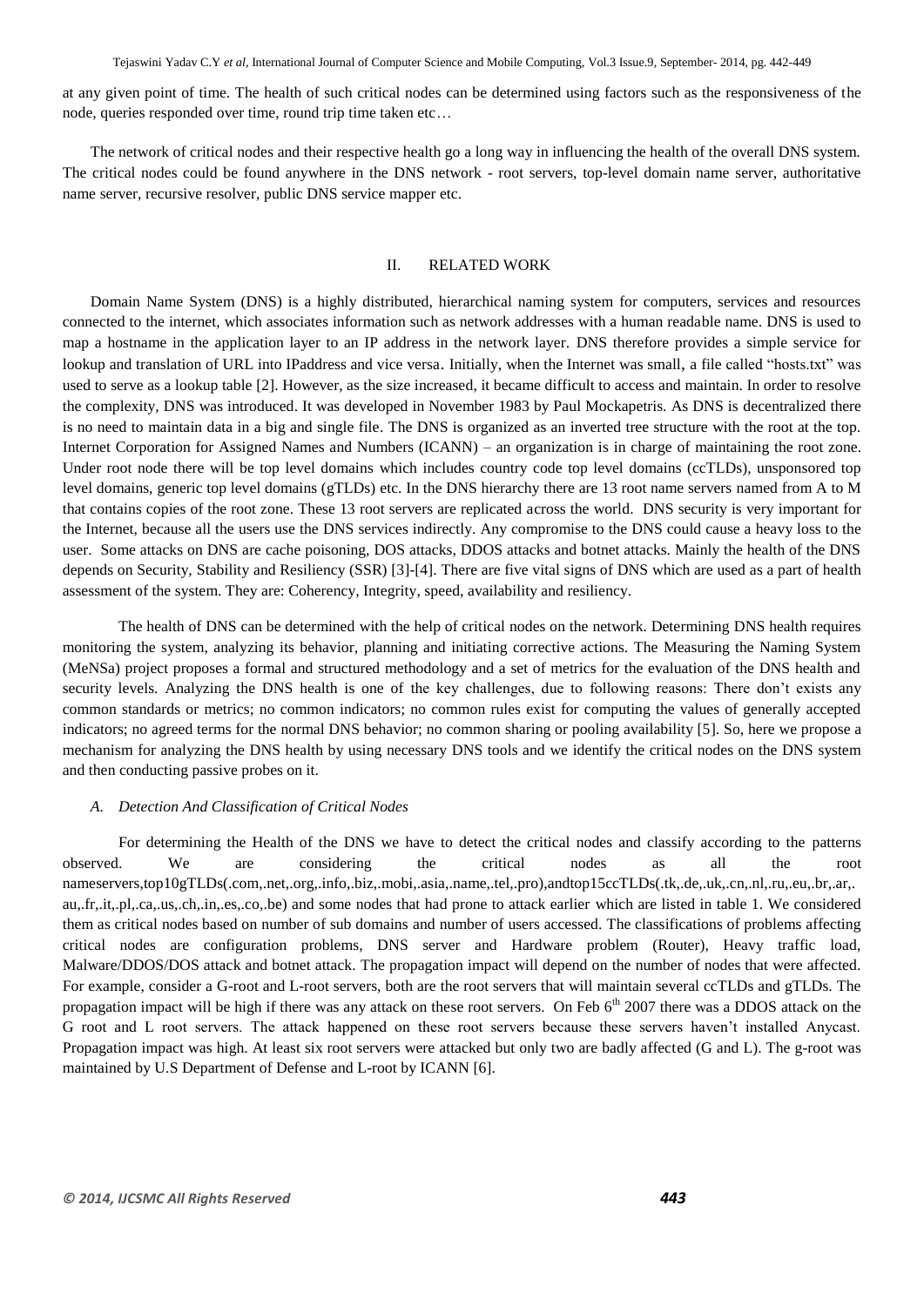at any given point of time. The health of such critical nodes can be determined using factors such as the responsiveness of the node, queries responded over time, round trip time taken etc…

The network of critical nodes and their respective health go a long way in influencing the health of the overall DNS system. The critical nodes could be found anywhere in the DNS network - root servers, top-level domain name server, authoritative name server, recursive resolver, public DNS service mapper etc.

## II. RELATED WORK

Domain Name System (DNS) is a highly distributed, hierarchical naming system for computers, services and resources connected to the internet, which associates information such as network addresses with a human readable name. DNS is used to map a hostname in the application layer to an IP address in the network layer. DNS therefore provides a simple service for lookup and translation of URL into IPaddress and vice versa. Initially, when the Internet was small, a file called "hosts.txt" was used to serve as a lookup table [2]. However, as the size increased, it became difficult to access and maintain. In order to resolve the complexity, DNS was introduced. It was developed in November 1983 by Paul Mockapetris. As DNS is decentralized there is no need to maintain data in a big and single file. The DNS is organized as an inverted tree structure with the root at the top. Internet Corporation for Assigned Names and Numbers (ICANN) – an organization is in charge of maintaining the root zone. Under root node there will be top level domains which includes country code top level domains (ccTLDs), unsponsored top level domains, generic top level domains (gTLDs) etc. In the DNS hierarchy there are 13 root name servers named from A to M that contains copies of the root zone. These 13 root servers are replicated across the world. DNS security is very important for the Internet, because all the users use the DNS services indirectly. Any compromise to the DNS could cause a heavy loss to the user. Some attacks on DNS are cache poisoning, DOS attacks, DDOS attacks and botnet attacks. Mainly the health of the DNS depends on Security, Stability and Resiliency (SSR) [3]-[4]. There are five vital signs of DNS which are used as a part of health assessment of the system. They are: Coherency, Integrity, speed, availability and resiliency.

The health of DNS can be determined with the help of critical nodes on the network. Determining DNS health requires monitoring the system, analyzing its behavior, planning and initiating corrective actions. The Measuring the Naming System (MeNSa) project proposes a formal and structured methodology and a set of metrics for the evaluation of the DNS health and security levels. Analyzing the DNS health is one of the key challenges, due to following reasons: There don't exists any common standards or metrics; no common indicators; no common rules exist for computing the values of generally accepted indicators; no agreed terms for the normal DNS behavior; no common sharing or pooling availability [5]. So, here we propose a mechanism for analyzing the DNS health by using necessary DNS tools and we identify the critical nodes on the DNS system and then conducting passive probes on it.

### *A. Detection And Classification of Critical Nodes*

For determining the Health of the DNS we have to detect the critical nodes and classify according to the patterns observed. We are considering the critical nodes as all the root nameservers,top10gTLDs(.com,.net,.org,.info,.biz,.mobi,.asia,.name,.tel,.pro),andtop15ccTLDs(.tk,.de,.uk,.cn,.nl,.ru,.eu,.br,.ar,.au,.fr,.it,.pl,.ca,.us,.ch,.in,.es,.co,.be) and some nodes that had prone to attack earlier which are listed in table 1. We considered them as critical nodes based on number of sub domains and number of users accessed. The classifications of problems affecting critical nodes are configuration problems, DNS server and Hardware problem (Router), Heavy traffic load, Malware/DDOS/DOS attack and botnet attack. The propagation impact will depend on the number of nodes that were affected. For example, consider a G-root and L-root servers, both are the root servers that will maintain several ccTLDs and gTLDs. The propagation impact will be high if there was any attack on these root servers. On Feb 6th 2007 there was a DDOS attack on the G root and L root servers. The attack happened on these root servers because these servers haven't installed Anycast. Propagation impact was high. At least six root servers were attacked but only two are badly affected (G and L). The g-root was maintained by U.S Department of Defense and L-root by ICANN [6].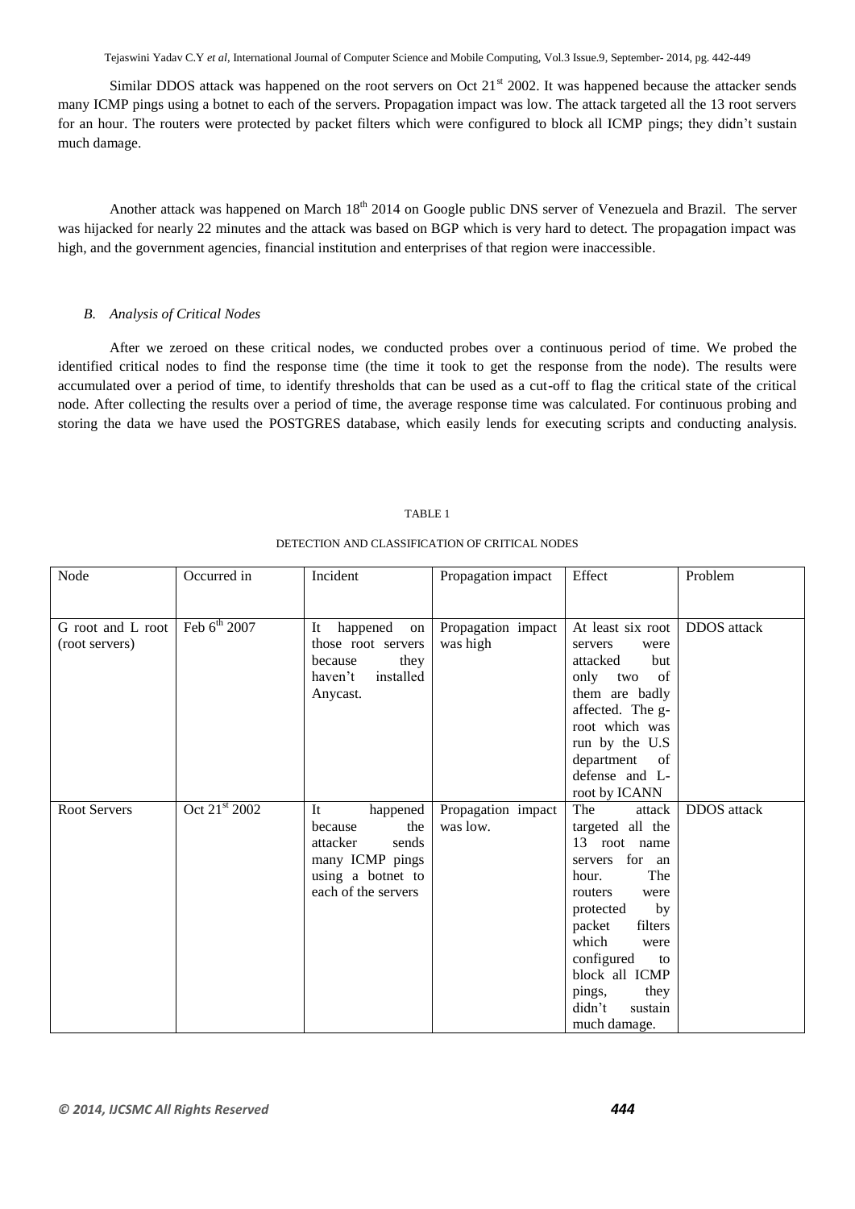Similar DDOS attack was happened on the root servers on Oct 21st 2002. It was happened because the attacker sends many ICMP pings using a botnet to each of the servers. Propagation impact was low. The attack targeted all the 13 root servers for an hour. The routers were protected by packet filters which were configured to block all ICMP pings; they didn't sustain much damage.

Another attack was happened on March 18th 2014 on Google public DNS server of Venezuela and Brazil. The server was hijacked for nearly 22 minutes and the attack was based on BGP which is very hard to detect. The propagation impact was high, and the government agencies, financial institution and enterprises of that region were inaccessible.

### *B. Analysis of Critical Nodes*

After we zeroed on these critical nodes, we conducted probes over a continuous period of time. We probed the identified critical nodes to find the response time (the time it took to get the response from the node). The results were accumulated over a period of time, to identify thresholds that can be used as a cut-off to flag the critical state of the critical node. After collecting the results over a period of time, the average response time was calculated. For continuous probing and storing the data we have used the POSTGRES database, which easily lends for executing scripts and conducting analysis.

TABLE 1

DETECTION AND CLASSIFICATION OF CRITICAL NODES

| Node | Occurred in | Incident | Propagation impact | Effect | Problem |
|---|---|---|---|---|---|
| G root and L root (root servers) | Feb 6th 2007 | It happened on those root servers because they haven't installed Anycast. | Propagation impact was high | At least six root servers were attacked but only two of them are badly affected. The g-root which was run by the U.S department of defense and L-root by ICANN | DDOS attack |
| Root Servers | Oct 21st 2002 | It happened because the attacker sends many ICMP pings using a botnet to each of the servers | Propagation impact was low. | The attack targeted all the 13 root name servers for an hour. The routers were protected by packet filters which were configured to block all ICMP pings, they didn't sustain much damage. | DDOS attack |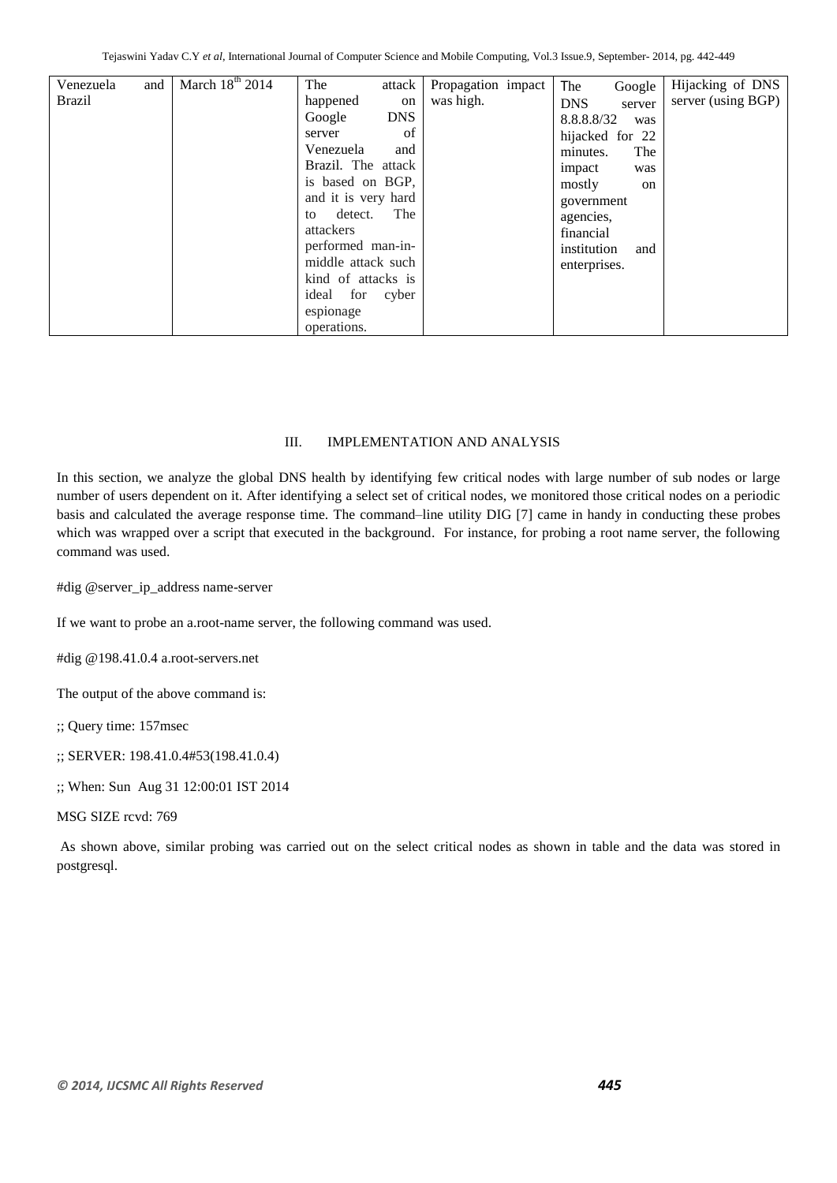| Venezuela and Brazil | March 18th 2014 | The attack happened on Google DNS server of Venezuela and Brazil. The attack is based on BGP, and it is very hard to detect. The attackers performed man-in-middle attack such kind of attacks is ideal for cyber espionage operations. | Propagation impact was high. | The Google DNS server 8.8.8.8/32 was hijacked for 22 minutes. The impact was mostly on government agencies, financial institution and enterprises. | Hijacking of DNS server (using BGP) |
|---|---|---|---|---|---|

## III. IMPLEMENTATION AND ANALYSIS

In this section, we analyze the global DNS health by identifying few critical nodes with large number of sub nodes or large number of users dependent on it. After identifying a select set of critical nodes, we monitored those critical nodes on a periodic basis and calculated the average response time. The command–line utility DIG [7] came in handy in conducting these probes which was wrapped over a script that executed in the background. For instance, for probing a root name server, the following command was used.

#dig @server_ip_address name-server

If we want to probe an a.root-name server, the following command was used.

#dig @198.41.0.4 a.root-servers.net

The output of the above command is:

;; Query time: 157msec

;; SERVER: 198.41.0.4#53(198.41.0.4)

;; When: Sun Aug 31 12:00:01 IST 2014

MSG SIZE rcvd: 769

As shown above, similar probing was carried out on the select critical nodes as shown in table and the data was stored in postgresql.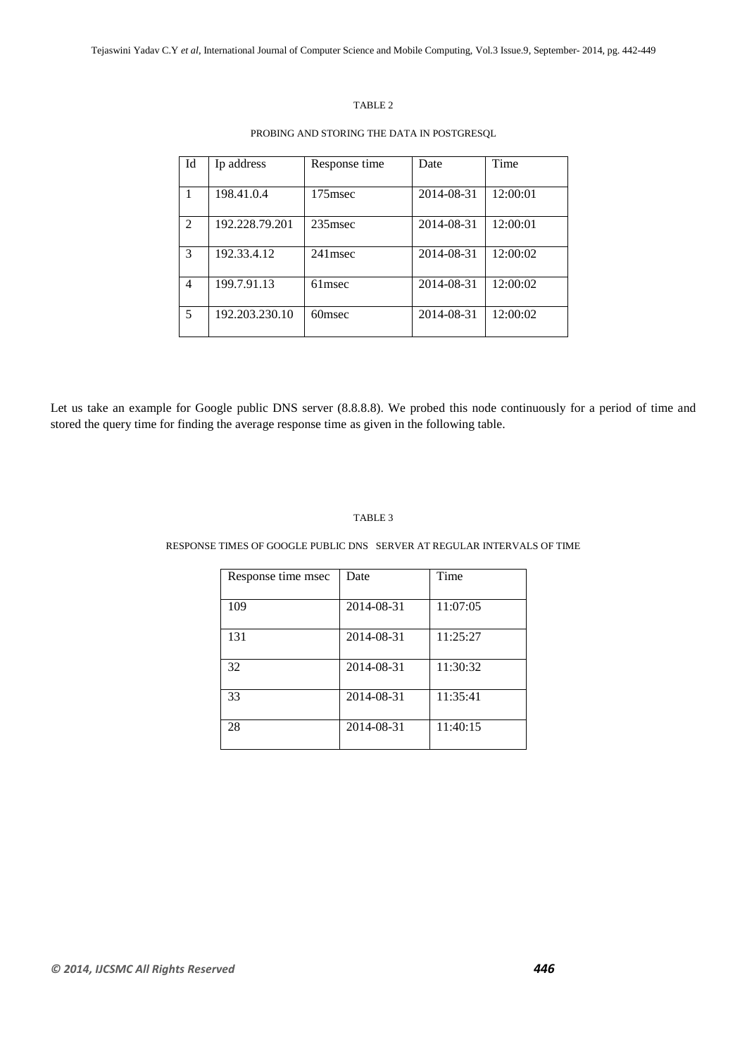TABLE 2

PROBING AND STORING THE DATA IN POSTGRESQL

| Id | Ip address | Response time | Date | Time |
| --- | --- | --- | --- | --- |
| 1 | 198.41.0.4 | 175msec | 2014-08-31 | 12:00:01 |
| 2 | 192.228.79.201 | 235msec | 2014-08-31 | 12:00:01 |
| 3 | 192.33.4.12 | 241msec | 2014-08-31 | 12:00:02 |
| 4 | 199.7.91.13 | 61msec | 2014-08-31 | 12:00:02 |
| 5 | 192.203.230.10 | 60msec | 2014-08-31 | 12:00:02 |

Let us take an example for Google public DNS server (8.8.8.8). We probed this node continuously for a period of time and stored the query time for finding the average response time as given in the following table.

TABLE 3

RESPONSE TIMES OF GOOGLE PUBLIC DNS SERVER AT REGULAR INTERVALS OF TIME

| Response time msec | Date | Time |
| --- | --- | --- |
| 109 | 2014-08-31 | 11:07:05 |
| 131 | 2014-08-31 | 11:25:27 |
| 32 | 2014-08-31 | 11:30:32 |
| 33 | 2014-08-31 | 11:35:41 |
| 28 | 2014-08-31 | 11:40:15 |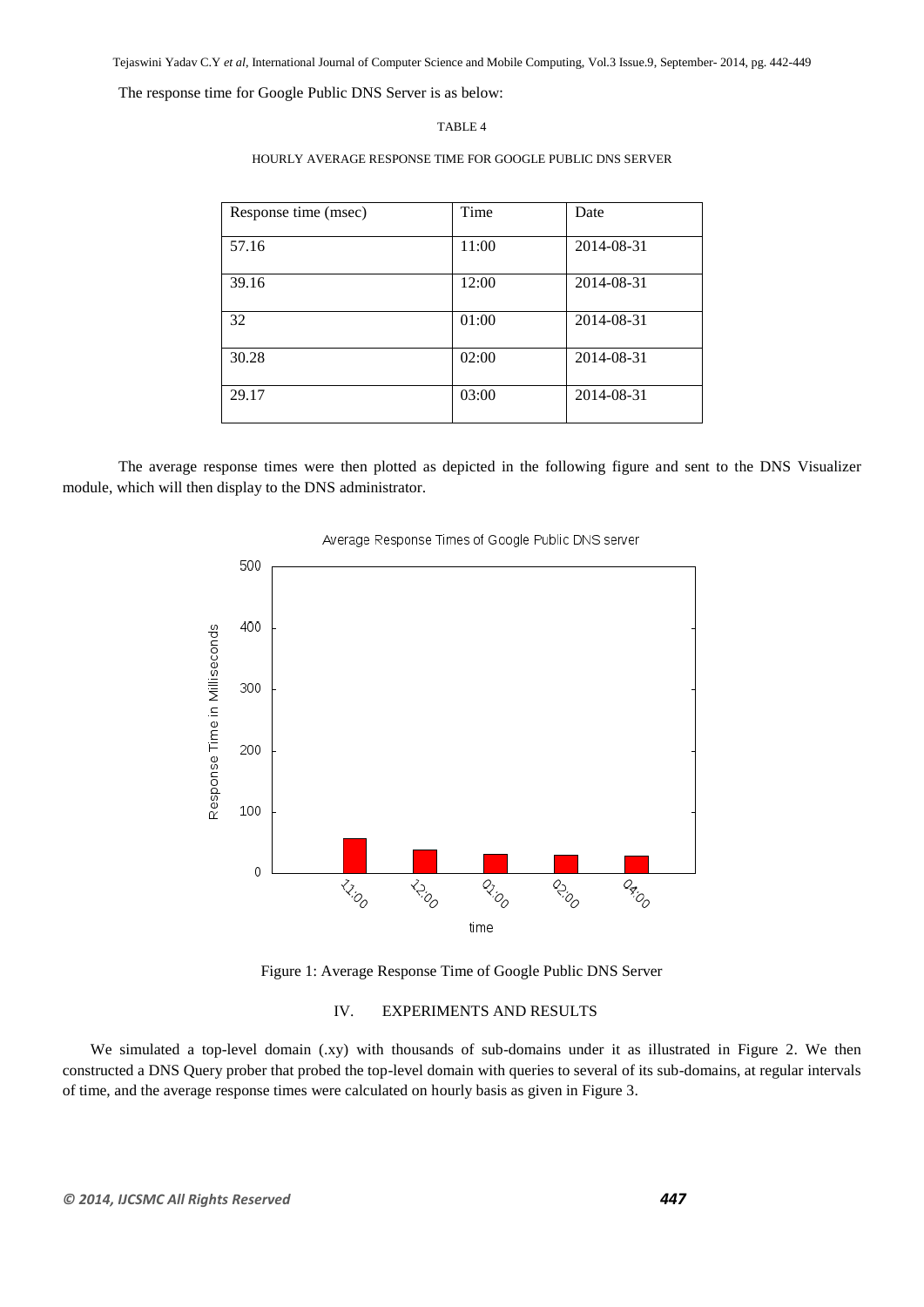The response time for Google Public DNS Server is as below:

TABLE 4

HOURLY AVERAGE RESPONSE TIME FOR GOOGLE PUBLIC DNS SERVER

| Response time (msec) | Time | Date |
|---|---|---|
| 57.16 | 11:00 | 2014-08-31 |
| 39.16 | 12:00 | 2014-08-31 |
| 32 | 01:00 | 2014-08-31 |
| 30.28 | 02:00 | 2014-08-31 |
| 29.17 | 03:00 | 2014-08-31 |

The average response times were then plotted as depicted in the following figure and sent to the DNS Visualizer module, which will then display to the DNS administrator.

Figure 1: Average Response Time of Google Public DNS Server

## IV. EXPERIMENTS AND RESULTS

We simulated a top-level domain (.xy) with thousands of sub-domains under it as illustrated in Figure 2. We then constructed a DNS Query prober that probed the top-level domain with queries to several of its sub-domains, at regular intervals of time, and the average response times were calculated on hourly basis as given in Figure 3.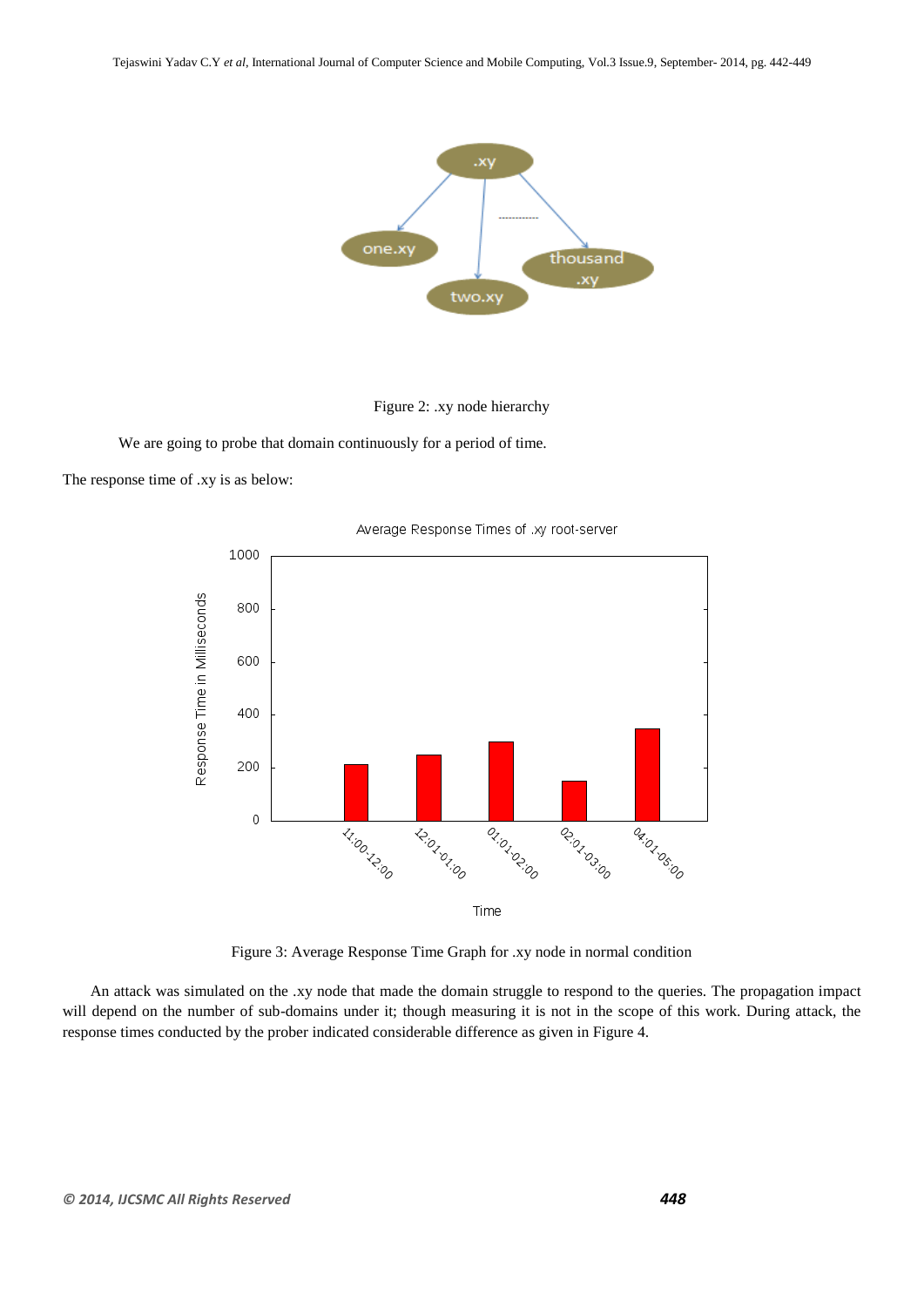Figure 2: .xy node hierarchy

We are going to probe that domain continuously for a period of time.

The response time of .xy is as below:

Figure 3: Average Response Time Graph for .xy node in normal condition

An attack was simulated on the .xy node that made the domain struggle to respond to the queries. The propagation impact will depend on the number of sub-domains under it; though measuring it is not in the scope of this work. During attack, the response times conducted by the prober indicated considerable difference as given in Figure 4.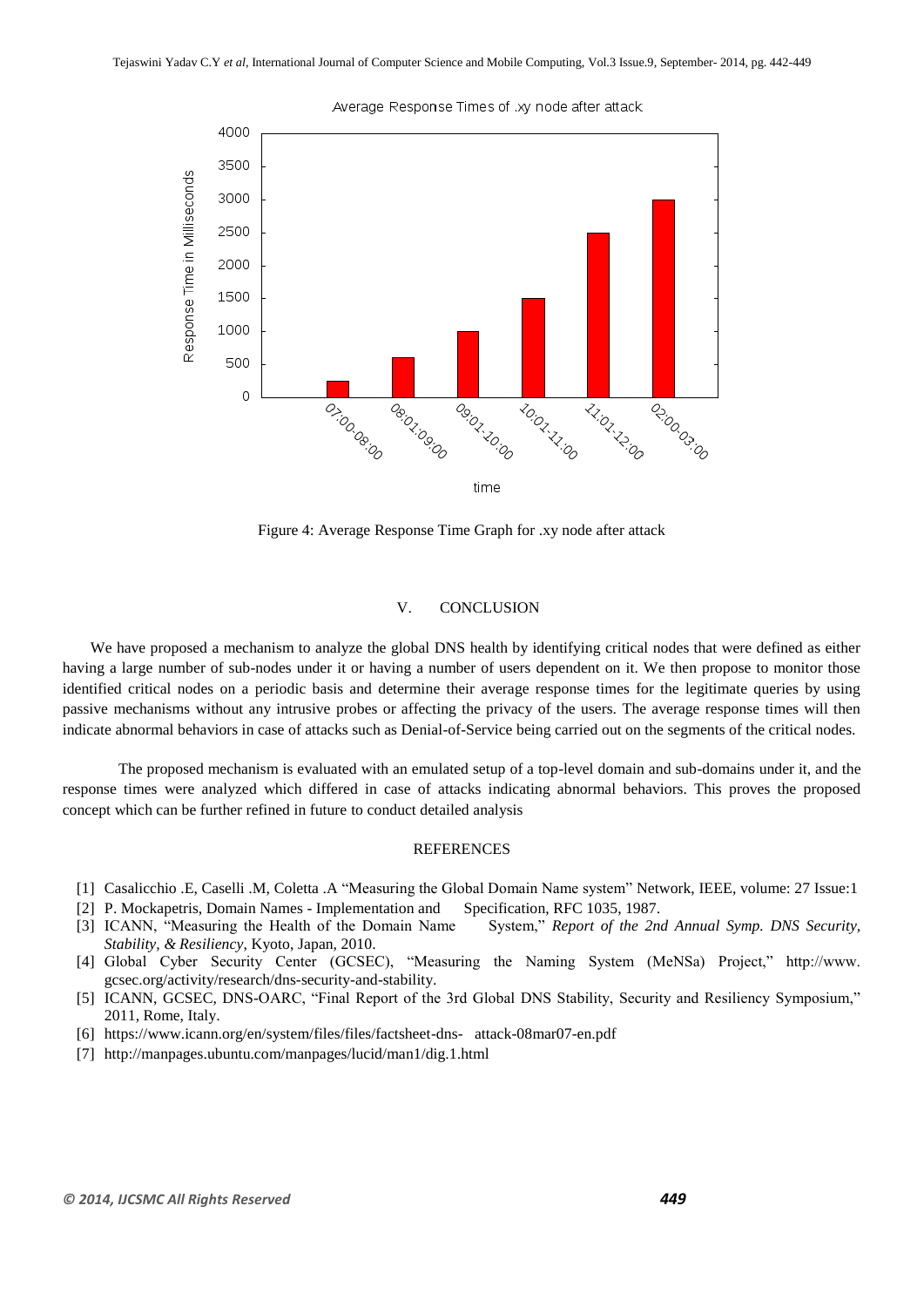Average Response Times of .xy node after attack

Response Time in Milliseconds

4000
3500
3000
2500
2000
1500
1000
500
0

07:00-08:00
08:01-09:00
09:01-10:00
10:01-11:00
11:01-12:00
02:00-03:00

time

Figure 4: Average Response Time Graph for .xy node after attack

## V. CONCLUSION

We have proposed a mechanism to analyze the global DNS health by identifying critical nodes that were defined as either having a large number of sub-nodes under it or having a number of users dependent on it. We then propose to monitor those identified critical nodes on a periodic basis and determine their average response times for the legitimate queries by using passive mechanisms without any intrusive probes or affecting the privacy of the users. The average response times will then indicate abnormal behaviors in case of attacks such as Denial-of-Service being carried out on the segments of the critical nodes.

The proposed mechanism is evaluated with an emulated setup of a top-level domain and sub-domains under it, and the response times were analyzed which differed in case of attacks indicating abnormal behaviors. This proves the proposed concept which can be further refined in future to conduct detailed analysis

## REFERENCES

[1] Casalicchio .E, Caselli .M, Coletta .A "Measuring the Global Domain Name system" Network, IEEE, volume: 27 Issue:1

[2] P. Mockapetris, Domain Names - Implementation and Specification, RFC 1035, 1987.

[3] ICANN, "Measuring the Health of the Domain Name System," *Report of the 2nd Annual Symp. DNS Security, Stability, & Resiliency*, Kyoto, Japan, 2010.

[4] Global Cyber Security Center (GCSEC), "Measuring the Naming System (MeNSa) Project," http://www.gcsec.org/activity/research/dns-security-and-stability.

[5] ICANN, GCSEC, DNS-OARC, "Final Report of the 3rd Global DNS Stability, Security and Resiliency Symposium," 2011, Rome, Italy.

[6] https://www.icann.org/en/system/files/files/factsheet-dns- attack-08mar07-en.pdf

[7] http://manpages.ubuntu.com/manpages/lucid/man1/dig.1.html